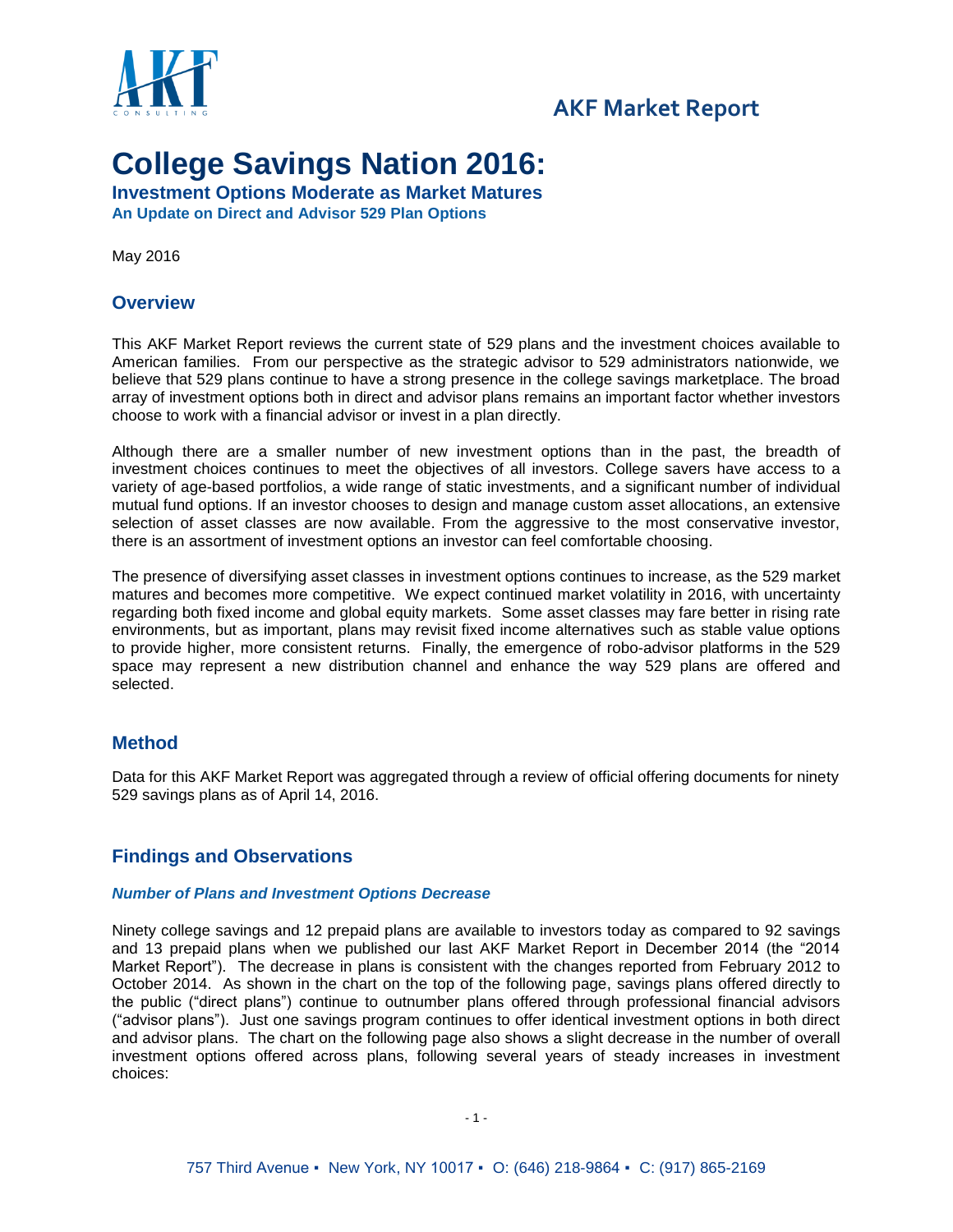AKF Market Report

# College Savings Nation 2016:

**Investment Options Moderate as Market Matures**

**An Update on Direct and Advisor 529 Plan Options**

May 2016

## Overview

This AKF Market Report reviews the current state of 529 plans and the investment choices available to American families. From our perspective as the strategic advisor to 529 administrators nationwide, we believe that 529 plans continue to have a strong presence in the college savings marketplace. The broad array of investment options both in direct and advisor plans remains an important factor whether investors choose to work with a financial advisor or invest in a plan directly.

Although there are a smaller number of new investment options than in the past, the breadth of investment choices continues to meet the objectives of all investors. College savers have access to a variety of age-based portfolios, a wide range of static investments, and a significant number of individual mutual fund options. If an investor chooses to design and manage custom asset allocations, an extensive selection of asset classes are now available. From the aggressive to the most conservative investor, there is an assortment of investment options an investor can feel comfortable choosing.

The presence of diversifying asset classes in investment options continues to increase, as the 529 market matures and becomes more competitive. We expect continued market volatility in 2016, with uncertainty regarding both fixed income and global equity markets. Some asset classes may fare better in rising rate environments, but as important, plans may revisit fixed income alternatives such as stable value options to provide higher, more consistent returns. Finally, the emergence of robo-advisor platforms in the 529 space may represent a new distribution channel and enhance the way 529 plans are offered and selected.

## Method

Data for this AKF Market Report was aggregated through a review of official offering documents for ninety 529 savings plans as of April 14, 2016.

## Findings and Observations

### *Number of Plans and Investment Options Decrease*

Ninety college savings and 12 prepaid plans are available to investors today as compared to 92 savings and 13 prepaid plans when we published our last AKF Market Report in December 2014 (the "2014 Market Report"). The decrease in plans is consistent with the changes reported from February 2012 to October 2014. As shown in the chart on the top of the following page, savings plans offered directly to the public ("direct plans") continue to outnumber plans offered through professional financial advisors ("advisor plans"). Just one savings program continues to offer identical investment options in both direct and advisor plans. The chart on the following page also shows a slight decrease in the number of overall investment options offered across plans, following several years of steady increases in investment choices: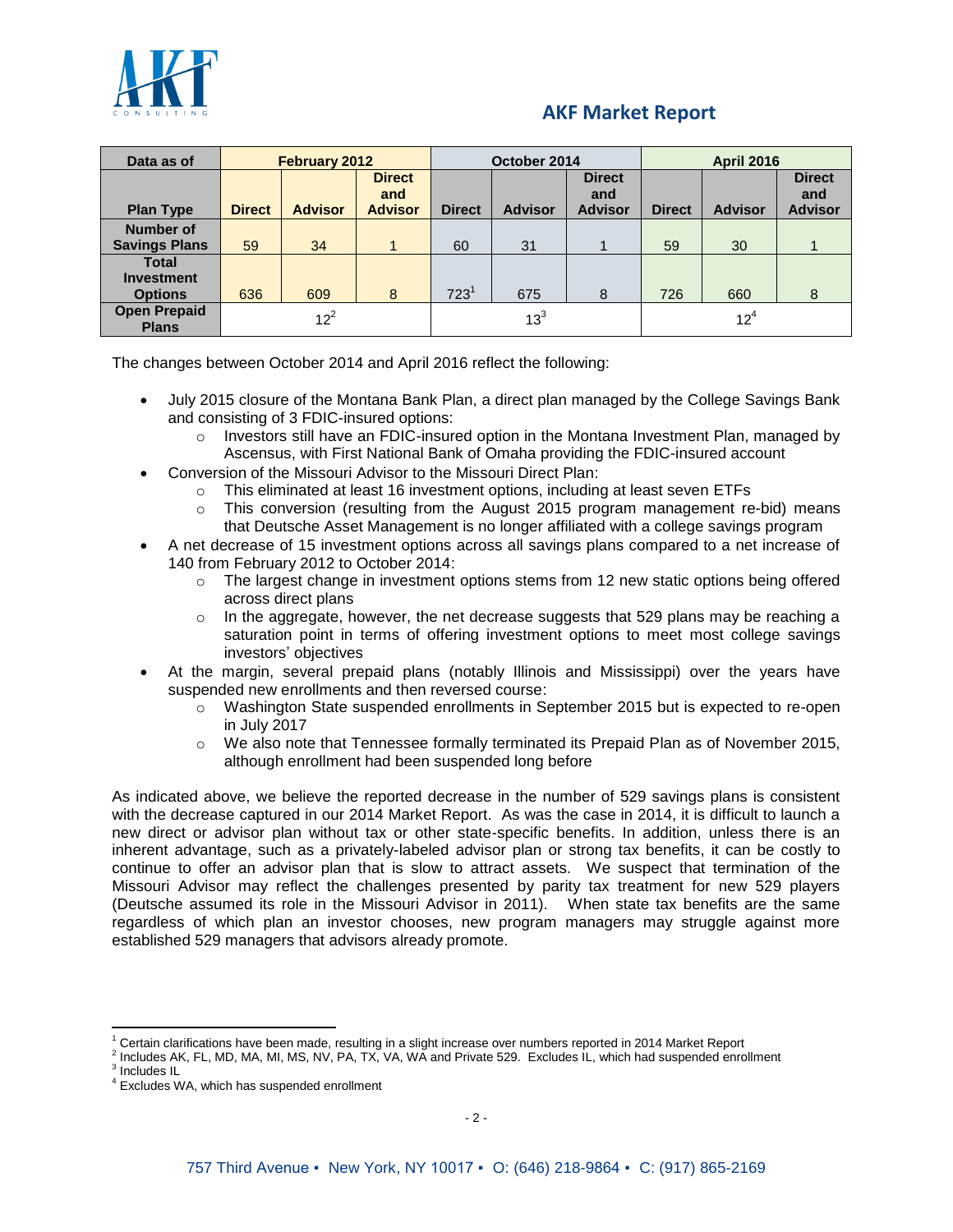## AKF Market Report

| Data as of | February 2012 | | | October 2014 | | | April 2016 | | |
|---|---|---|---|---|---|---|---|---|---|
| Plan Type | Direct | Advisor | Direct and Advisor | Direct | Advisor | Direct and Advisor | Direct | Advisor | Direct and Advisor |
| Number of Savings Plans | 59 | 34 | 1 | 60 | 31 | 1 | 59 | 30 | 1 |
| Total Investment Options | 636 | 609 | 8 | 723[1] | 675 | 8 | 726 | 660 | 8 |
| Open Prepaid Plans | 12[2] | | | 13[3] | | | 12[4] | | |

The changes between October 2014 and April 2016 reflect the following:

- July 2015 closure of the Montana Bank Plan, a direct plan managed by the College Savings Bank and consisting of 3 FDIC-insured options:
  - Investors still have an FDIC-insured option in the Montana Investment Plan, managed by Ascensus, with First National Bank of Omaha providing the FDIC-insured account
- Conversion of the Missouri Advisor to the Missouri Direct Plan:
  - This eliminated at least 16 investment options, including at least seven ETFs
  - This conversion (resulting from the August 2015 program management re-bid) means that Deutsche Asset Management is no longer affiliated with a college savings program
- A net decrease of 15 investment options across all savings plans compared to a net increase of 140 from February 2012 to October 2014:
  - The largest change in investment options stems from 12 new static options being offered across direct plans
  - In the aggregate, however, the net decrease suggests that 529 plans may be reaching a saturation point in terms of offering investment options to meet most college savings investors' objectives
- At the margin, several prepaid plans (notably Illinois and Mississippi) over the years have suspended new enrollments and then reversed course:
  - Washington State suspended enrollments in September 2015 but is expected to re-open in July 2017
  - We also note that Tennessee formally terminated its Prepaid Plan as of November 2015, although enrollment had been suspended long before

As indicated above, we believe the reported decrease in the number of 529 savings plans is consistent with the decrease captured in our 2014 Market Report. As was the case in 2014, it is difficult to launch a new direct or advisor plan without tax or other state-specific benefits. In addition, unless there is an inherent advantage, such as a privately-labeled advisor plan or strong tax benefits, it can be costly to continue to offer an advisor plan that is slow to attract assets. We suspect that termination of the Missouri Advisor may reflect the challenges presented by parity tax treatment for new 529 players (Deutsche assumed its role in the Missouri Advisor in 2011). When state tax benefits are the same regardless of which plan an investor chooses, new program managers may struggle against more established 529 managers that advisors already promote.

---

[1] Certain clarifications have been made, resulting in a slight increase over numbers reported in 2014 Market Report

[2] Includes AK, FL, MD, MA, MI, MS, NV, PA, TX, VA, WA and Private 529. Excludes IL, which had suspended enrollment

[3] Includes IL

[4] Excludes WA, which has suspended enrollment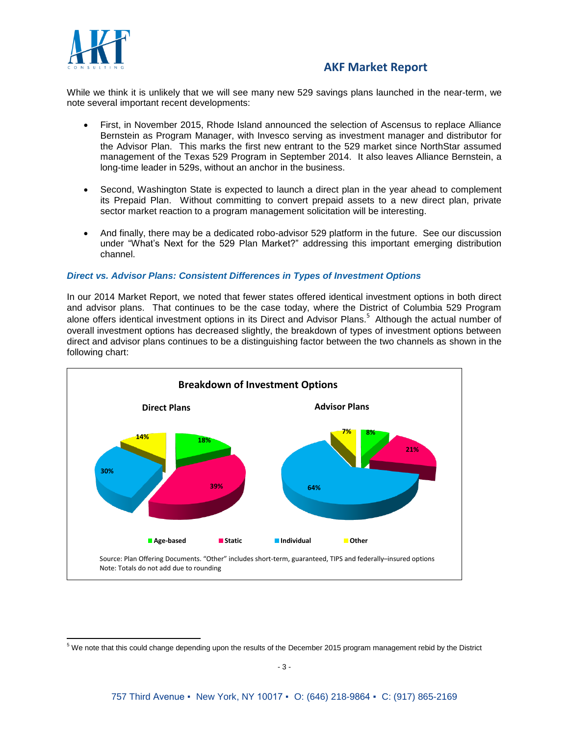While we think it is unlikely that we will see many new 529 savings plans launched in the near-term, we note several important recent developments:

- First, in November 2015, Rhode Island announced the selection of Ascensus to replace Alliance Bernstein as Program Manager, with Invesco serving as investment manager and distributor for the Advisor Plan. This marks the first new entrant to the 529 market since NorthStar assumed management of the Texas 529 Program in September 2014. It also leaves Alliance Bernstein, a long-time leader in 529s, without an anchor in the business.

- Second, Washington State is expected to launch a direct plan in the year ahead to complement its Prepaid Plan. Without committing to convert prepaid assets to a new direct plan, private sector market reaction to a program management solicitation will be interesting.

- And finally, there may be a dedicated robo-advisor 529 platform in the future. See our discussion under "What's Next for the 529 Plan Market?" addressing this important emerging distribution channel.

***Direct vs. Advisor Plans: Consistent Differences in Types of Investment Options***

In our 2014 Market Report, we noted that fewer states offered identical investment options in both direct and advisor plans. That continues to be the case today, where the District of Columbia 529 Program alone offers identical investment options in its Direct and Advisor Plans.[5] Although the actual number of overall investment options has decreased slightly, the breakdown of types of investment options between direct and advisor plans continues to be a distinguishing factor between the two channels as shown in the following chart:

**Breakdown of Investment Options**

| | Direct Plans | Advisor Plans |
|---|---|---|
| Age-based | 18% | 8% |
| Static | 39% | 21% |
| Individual | 30% | 64% |
| Other | 14% | 7% |

Source: Plan Offering Documents. "Other" includes short-term, guaranteed, TIPS and federally–insured options
Note: Totals do not add due to rounding

[5] We note that this could change depending upon the results of the December 2015 program management rebid by the District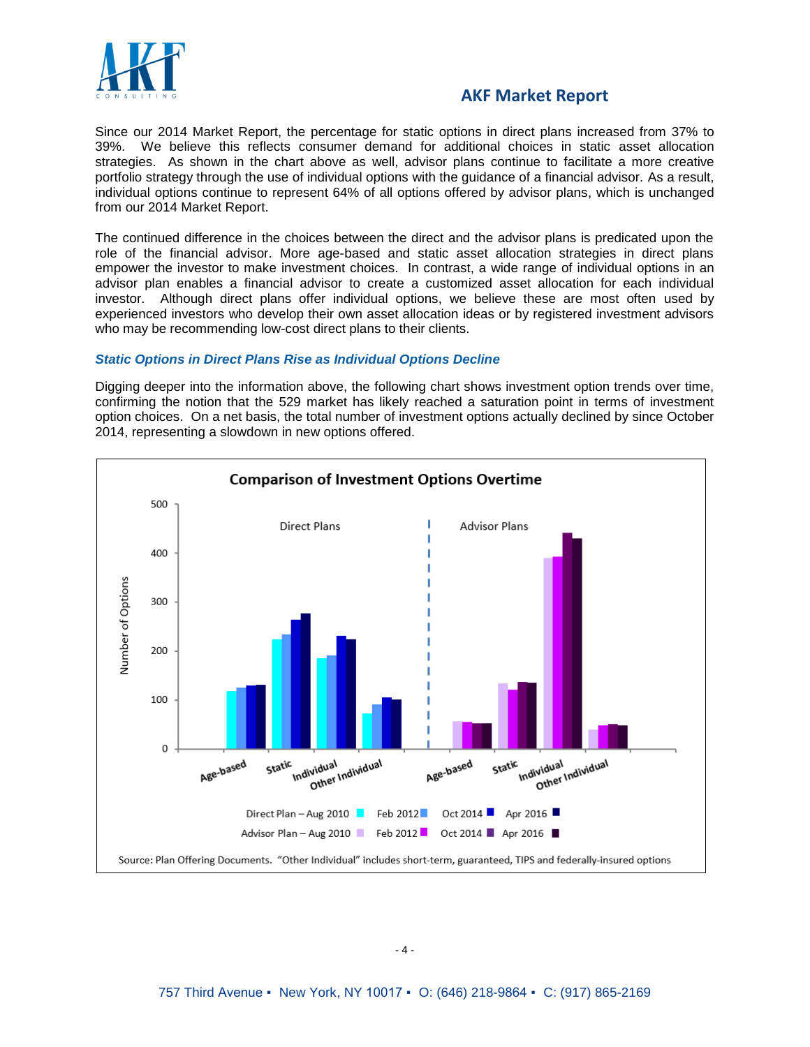Since our 2014 Market Report, the percentage for static options in direct plans increased from 37% to 39%. We believe this reflects consumer demand for additional choices in static asset allocation strategies. As shown in the chart above as well, advisor plans continue to facilitate a more creative portfolio strategy through the use of individual options with the guidance of a financial advisor. As a result, individual options continue to represent 64% of all options offered by advisor plans, which is unchanged from our 2014 Market Report.

The continued difference in the choices between the direct and the advisor plans is predicated upon the role of the financial advisor. More age-based and static asset allocation strategies in direct plans empower the investor to make investment choices. In contrast, a wide range of individual options in an advisor plan enables a financial advisor to create a customized asset allocation for each individual investor. Although direct plans offer individual options, we believe these are most often used by experienced investors who develop their own asset allocation ideas or by registered investment advisors who may be recommending low-cost direct plans to their clients.

### *Static Options in Direct Plans Rise as Individual Options Decline*

Digging deeper into the information above, the following chart shows investment option trends over time, confirming the notion that the 529 market has likely reached a saturation point in terms of investment option choices. On a net basis, the total number of investment options actually declined by since October 2014, representing a slowdown in new options offered.

**Comparison of Investment Options Overtime**

Direct Plans | Advisor Plans

Categories: Age-based, Static, Individual, Other Individual

Direct Plan – Aug 2010, Feb 2012, Oct 2014, Apr 2016

Advisor Plan – Aug 2010, Feb 2012, Oct 2014, Apr 2016

Source: Plan Offering Documents. "Other Individual" includes short-term, guaranteed, TIPS and federally-insured options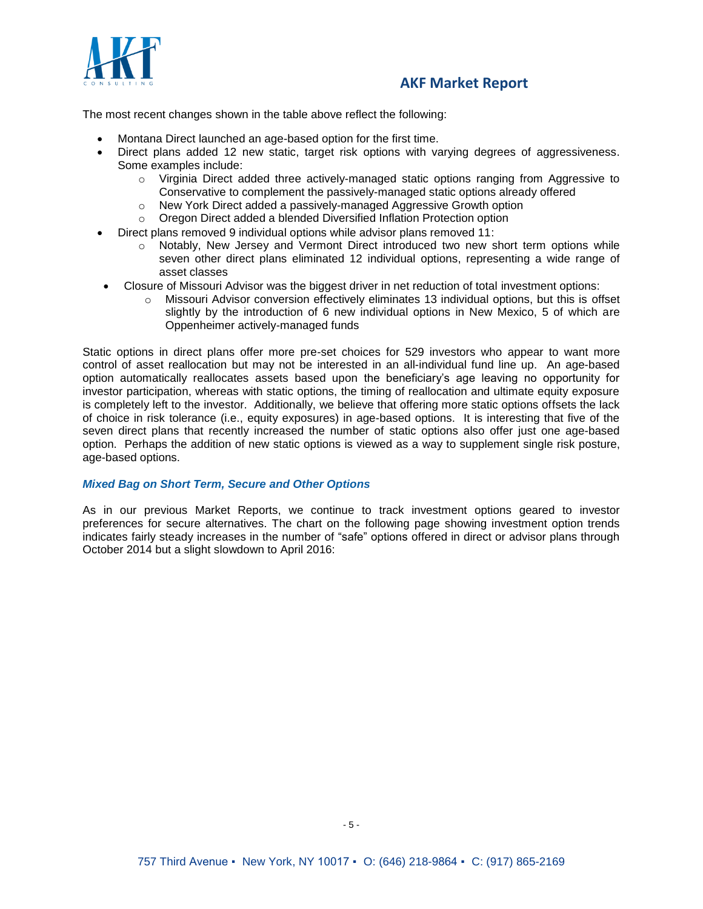The most recent changes shown in the table above reflect the following:

- Montana Direct launched an age-based option for the first time.
- Direct plans added 12 new static, target risk options with varying degrees of aggressiveness. Some examples include:
  - Virginia Direct added three actively-managed static options ranging from Aggressive to Conservative to complement the passively-managed static options already offered
  - New York Direct added a passively-managed Aggressive Growth option
  - Oregon Direct added a blended Diversified Inflation Protection option
- Direct plans removed 9 individual options while advisor plans removed 11:
  - Notably, New Jersey and Vermont Direct introduced two new short term options while seven other direct plans eliminated 12 individual options, representing a wide range of asset classes
- Closure of Missouri Advisor was the biggest driver in net reduction of total investment options:
  - Missouri Advisor conversion effectively eliminates 13 individual options, but this is offset slightly by the introduction of 6 new individual options in New Mexico, 5 of which are Oppenheimer actively-managed funds

Static options in direct plans offer more pre-set choices for 529 investors who appear to want more control of asset reallocation but may not be interested in an all-individual fund line up. An age-based option automatically reallocates assets based upon the beneficiary's age leaving no opportunity for investor participation, whereas with static options, the timing of reallocation and ultimate equity exposure is completely left to the investor. Additionally, we believe that offering more static options offsets the lack of choice in risk tolerance (i.e., equity exposures) in age-based options. It is interesting that five of the seven direct plans that recently increased the number of static options also offer just one age-based option. Perhaps the addition of new static options is viewed as a way to supplement single risk posture, age-based options.

***Mixed Bag on Short Term, Secure and Other Options***

As in our previous Market Reports, we continue to track investment options geared to investor preferences for secure alternatives. The chart on the following page showing investment option trends indicates fairly steady increases in the number of "safe" options offered in direct or advisor plans through October 2014 but a slight slowdown to April 2016: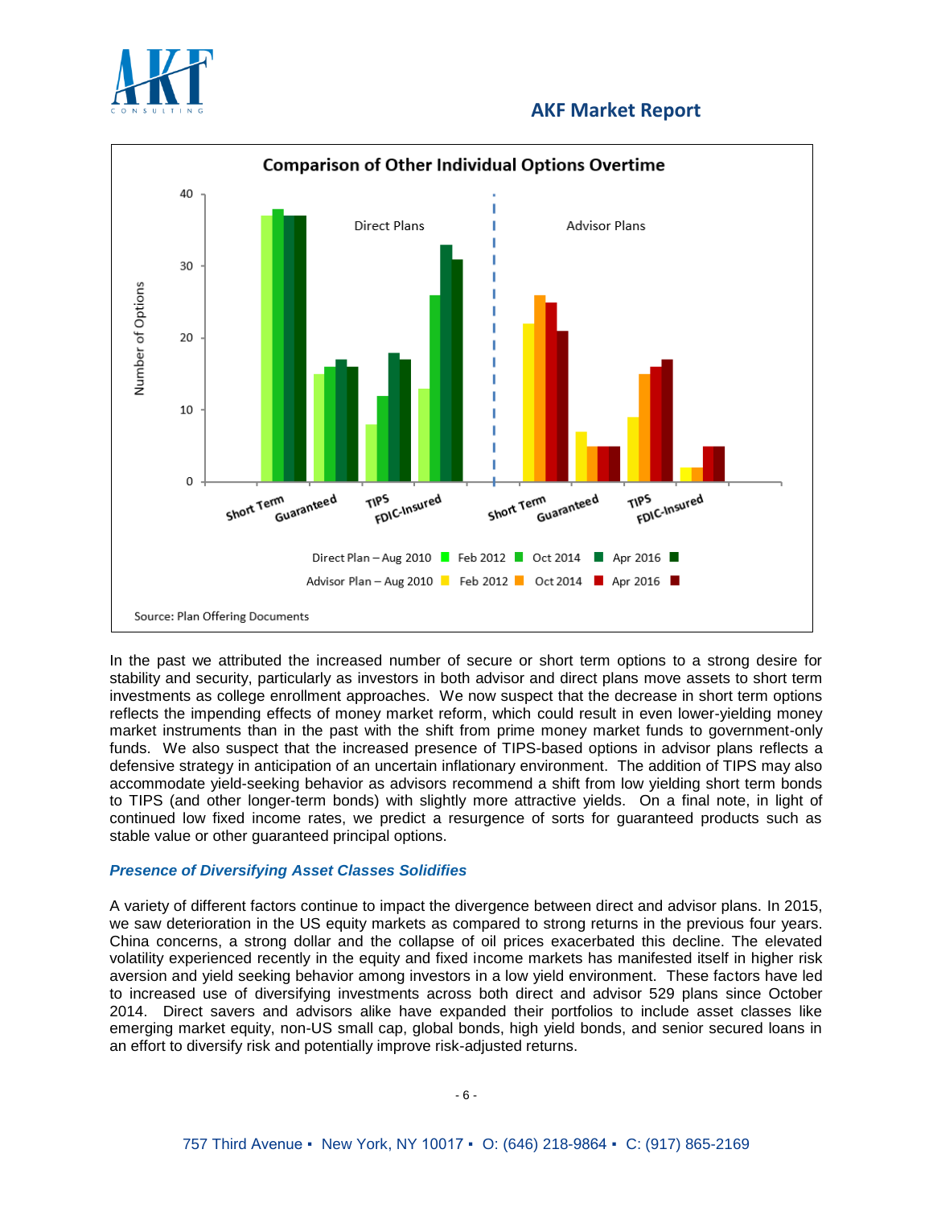Comparison of Other Individual Options Overtime

Source: Plan Offering Documents

In the past we attributed the increased number of secure or short term options to a strong desire for stability and security, particularly as investors in both advisor and direct plans move assets to short term investments as college enrollment approaches. We now suspect that the decrease in short term options reflects the impending effects of money market reform, which could result in even lower-yielding money market instruments than in the past with the shift from prime money market funds to government-only funds. We also suspect that the increased presence of TIPS-based options in advisor plans reflects a defensive strategy in anticipation of an uncertain inflationary environment. The addition of TIPS may also accommodate yield-seeking behavior as advisors recommend a shift from low yielding short term bonds to TIPS (and other longer-term bonds) with slightly more attractive yields. On a final note, in light of continued low fixed income rates, we predict a resurgence of sorts for guaranteed products such as stable value or other guaranteed principal options.

### *Presence of Diversifying Asset Classes Solidifies*

A variety of different factors continue to impact the divergence between direct and advisor plans. In 2015, we saw deterioration in the US equity markets as compared to strong returns in the previous four years. China concerns, a strong dollar and the collapse of oil prices exacerbated this decline. The elevated volatility experienced recently in the equity and fixed income markets has manifested itself in higher risk aversion and yield seeking behavior among investors in a low yield environment. These factors have led to increased use of diversifying investments across both direct and advisor 529 plans since October 2014. Direct savers and advisors alike have expanded their portfolios to include asset classes like emerging market equity, non-US small cap, global bonds, high yield bonds, and senior secured loans in an effort to diversify risk and potentially improve risk-adjusted returns.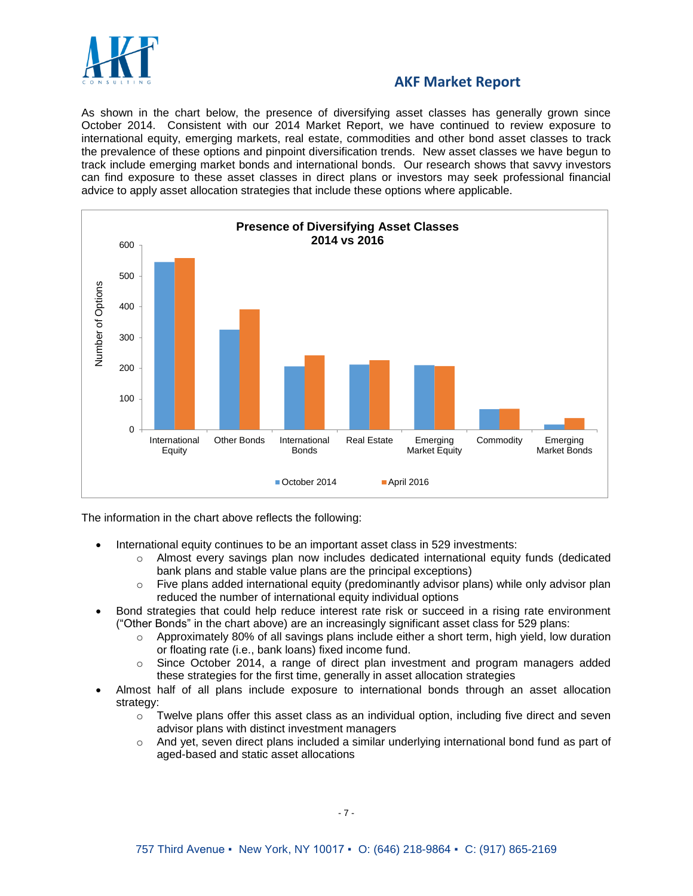## AKF Market Report

As shown in the chart below, the presence of diversifying asset classes has generally grown since October 2014. Consistent with our 2014 Market Report, we have continued to review exposure to international equity, emerging markets, real estate, commodities and other bond asset classes to track the prevalence of these options and pinpoint diversification trends. New asset classes we have begun to track include emerging market bonds and international bonds. Our research shows that savvy investors can find exposure to these asset classes in direct plans or investors may seek professional financial advice to apply asset allocation strategies that include these options where applicable.

**Presence of Diversifying Asset Classes 2014 vs 2016**

The information in the chart above reflects the following:

- International equity continues to be an important asset class in 529 investments:
  - Almost every savings plan now includes dedicated international equity funds (dedicated bank plans and stable value plans are the principal exceptions)
  - Five plans added international equity (predominantly advisor plans) while only advisor plan reduced the number of international equity individual options
- Bond strategies that could help reduce interest rate risk or succeed in a rising rate environment ("Other Bonds" in the chart above) are an increasingly significant asset class for 529 plans:
  - Approximately 80% of all savings plans include either a short term, high yield, low duration or floating rate (i.e., bank loans) fixed income fund.
  - Since October 2014, a range of direct plan investment and program managers added these strategies for the first time, generally in asset allocation strategies
- Almost half of all plans include exposure to international bonds through an asset allocation strategy:
  - Twelve plans offer this asset class as an individual option, including five direct and seven advisor plans with distinct investment managers
  - And yet, seven direct plans included a similar underlying international bond fund as part of aged-based and static asset allocations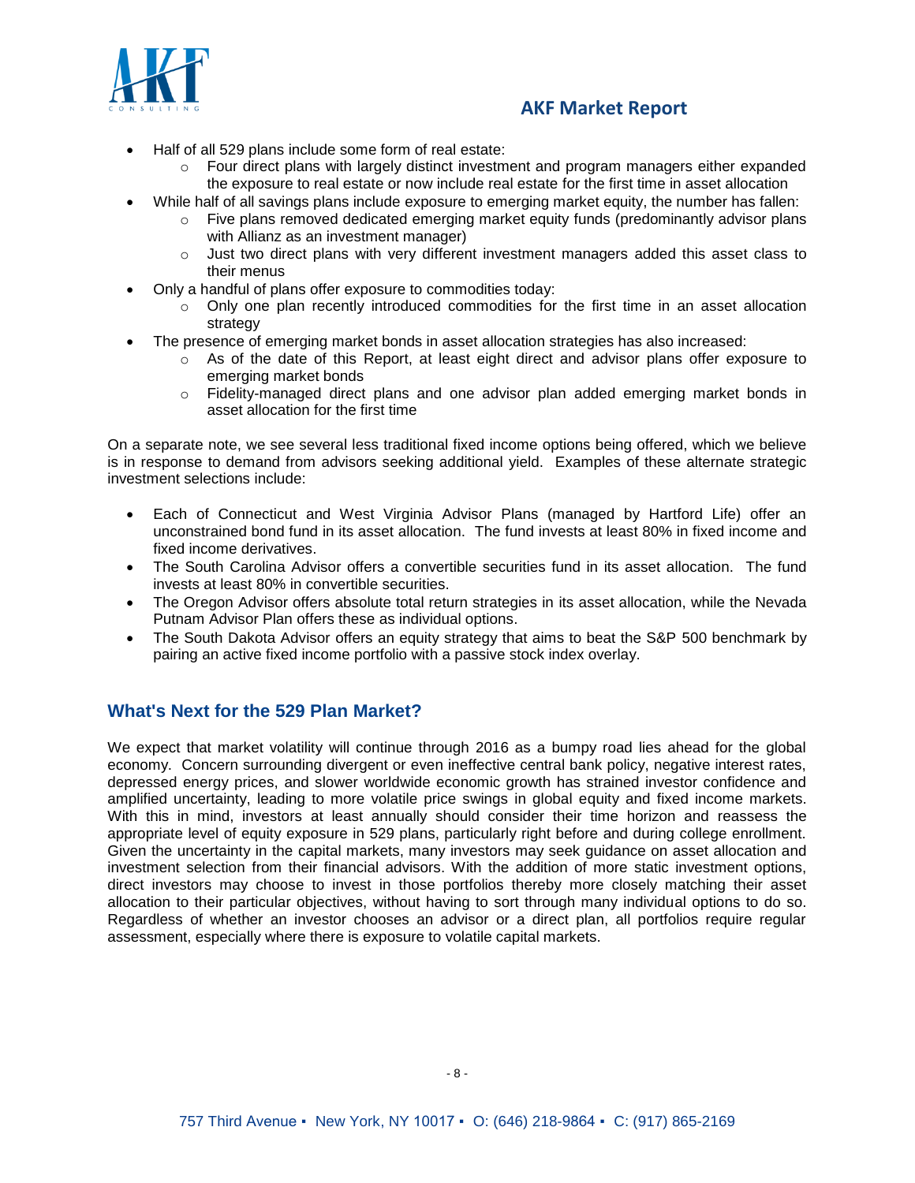- Half of all 529 plans include some form of real estate:
  - Four direct plans with largely distinct investment and program managers either expanded the exposure to real estate or now include real estate for the first time in asset allocation
- While half of all savings plans include exposure to emerging market equity, the number has fallen:
  - Five plans removed dedicated emerging market equity funds (predominantly advisor plans with Allianz as an investment manager)
  - Just two direct plans with very different investment managers added this asset class to their menus
- Only a handful of plans offer exposure to commodities today:
  - Only one plan recently introduced commodities for the first time in an asset allocation strategy
- The presence of emerging market bonds in asset allocation strategies has also increased:
  - As of the date of this Report, at least eight direct and advisor plans offer exposure to emerging market bonds
  - Fidelity-managed direct plans and one advisor plan added emerging market bonds in asset allocation for the first time

On a separate note, we see several less traditional fixed income options being offered, which we believe is in response to demand from advisors seeking additional yield. Examples of these alternate strategic investment selections include:

- Each of Connecticut and West Virginia Advisor Plans (managed by Hartford Life) offer an unconstrained bond fund in its asset allocation. The fund invests at least 80% in fixed income and fixed income derivatives.
- The South Carolina Advisor offers a convertible securities fund in its asset allocation. The fund invests at least 80% in convertible securities.
- The Oregon Advisor offers absolute total return strategies in its asset allocation, while the Nevada Putnam Advisor Plan offers these as individual options.
- The South Dakota Advisor offers an equity strategy that aims to beat the S&P 500 benchmark by pairing an active fixed income portfolio with a passive stock index overlay.

## What's Next for the 529 Plan Market?

We expect that market volatility will continue through 2016 as a bumpy road lies ahead for the global economy. Concern surrounding divergent or even ineffective central bank policy, negative interest rates, depressed energy prices, and slower worldwide economic growth has strained investor confidence and amplified uncertainty, leading to more volatile price swings in global equity and fixed income markets. With this in mind, investors at least annually should consider their time horizon and reassess the appropriate level of equity exposure in 529 plans, particularly right before and during college enrollment. Given the uncertainty in the capital markets, many investors may seek guidance on asset allocation and investment selection from their financial advisors. With the addition of more static investment options, direct investors may choose to invest in those portfolios thereby more closely matching their asset allocation to their particular objectives, without having to sort through many individual options to do so. Regardless of whether an investor chooses an advisor or a direct plan, all portfolios require regular assessment, especially where there is exposure to volatile capital markets.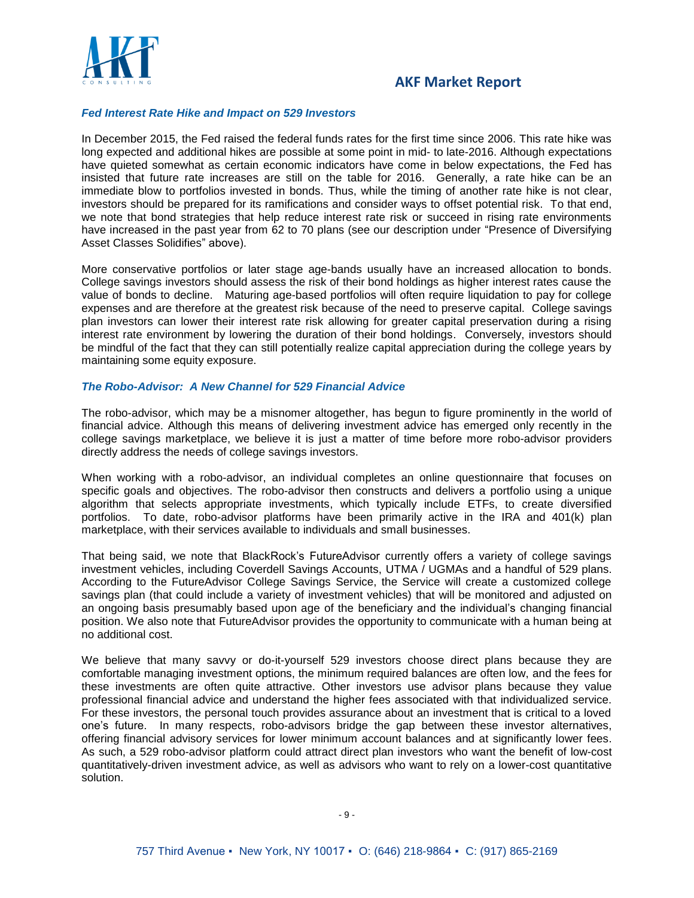### *Fed Interest Rate Hike and Impact on 529 Investors*

In December 2015, the Fed raised the federal funds rates for the first time since 2006. This rate hike was long expected and additional hikes are possible at some point in mid- to late-2016. Although expectations have quieted somewhat as certain economic indicators have come in below expectations, the Fed has insisted that future rate increases are still on the table for 2016. Generally, a rate hike can be an immediate blow to portfolios invested in bonds. Thus, while the timing of another rate hike is not clear, investors should be prepared for its ramifications and consider ways to offset potential risk. To that end, we note that bond strategies that help reduce interest rate risk or succeed in rising rate environments have increased in the past year from 62 to 70 plans (see our description under "Presence of Diversifying Asset Classes Solidifies" above).

More conservative portfolios or later stage age-bands usually have an increased allocation to bonds. College savings investors should assess the risk of their bond holdings as higher interest rates cause the value of bonds to decline. Maturing age-based portfolios will often require liquidation to pay for college expenses and are therefore at the greatest risk because of the need to preserve capital. College savings plan investors can lower their interest rate risk allowing for greater capital preservation during a rising interest rate environment by lowering the duration of their bond holdings. Conversely, investors should be mindful of the fact that they can still potentially realize capital appreciation during the college years by maintaining some equity exposure.

### *The Robo-Advisor: A New Channel for 529 Financial Advice*

The robo-advisor, which may be a misnomer altogether, has begun to figure prominently in the world of financial advice. Although this means of delivering investment advice has emerged only recently in the college savings marketplace, we believe it is just a matter of time before more robo-advisor providers directly address the needs of college savings investors.

When working with a robo-advisor, an individual completes an online questionnaire that focuses on specific goals and objectives. The robo-advisor then constructs and delivers a portfolio using a unique algorithm that selects appropriate investments, which typically include ETFs, to create diversified portfolios. To date, robo-advisor platforms have been primarily active in the IRA and 401(k) plan marketplace, with their services available to individuals and small businesses.

That being said, we note that BlackRock's FutureAdvisor currently offers a variety of college savings investment vehicles, including Coverdell Savings Accounts, UTMA / UGMAs and a handful of 529 plans. According to the FutureAdvisor College Savings Service, the Service will create a customized college savings plan (that could include a variety of investment vehicles) that will be monitored and adjusted on an ongoing basis presumably based upon age of the beneficiary and the individual's changing financial position. We also note that FutureAdvisor provides the opportunity to communicate with a human being at no additional cost.

We believe that many savvy or do-it-yourself 529 investors choose direct plans because they are comfortable managing investment options, the minimum required balances are often low, and the fees for these investments are often quite attractive. Other investors use advisor plans because they value professional financial advice and understand the higher fees associated with that individualized service. For these investors, the personal touch provides assurance about an investment that is critical to a loved one's future. In many respects, robo-advisors bridge the gap between these investor alternatives, offering financial advisory services for lower minimum account balances and at significantly lower fees. As such, a 529 robo-advisor platform could attract direct plan investors who want the benefit of low-cost quantitatively-driven investment advice, as well as advisors who want to rely on a lower-cost quantitative solution.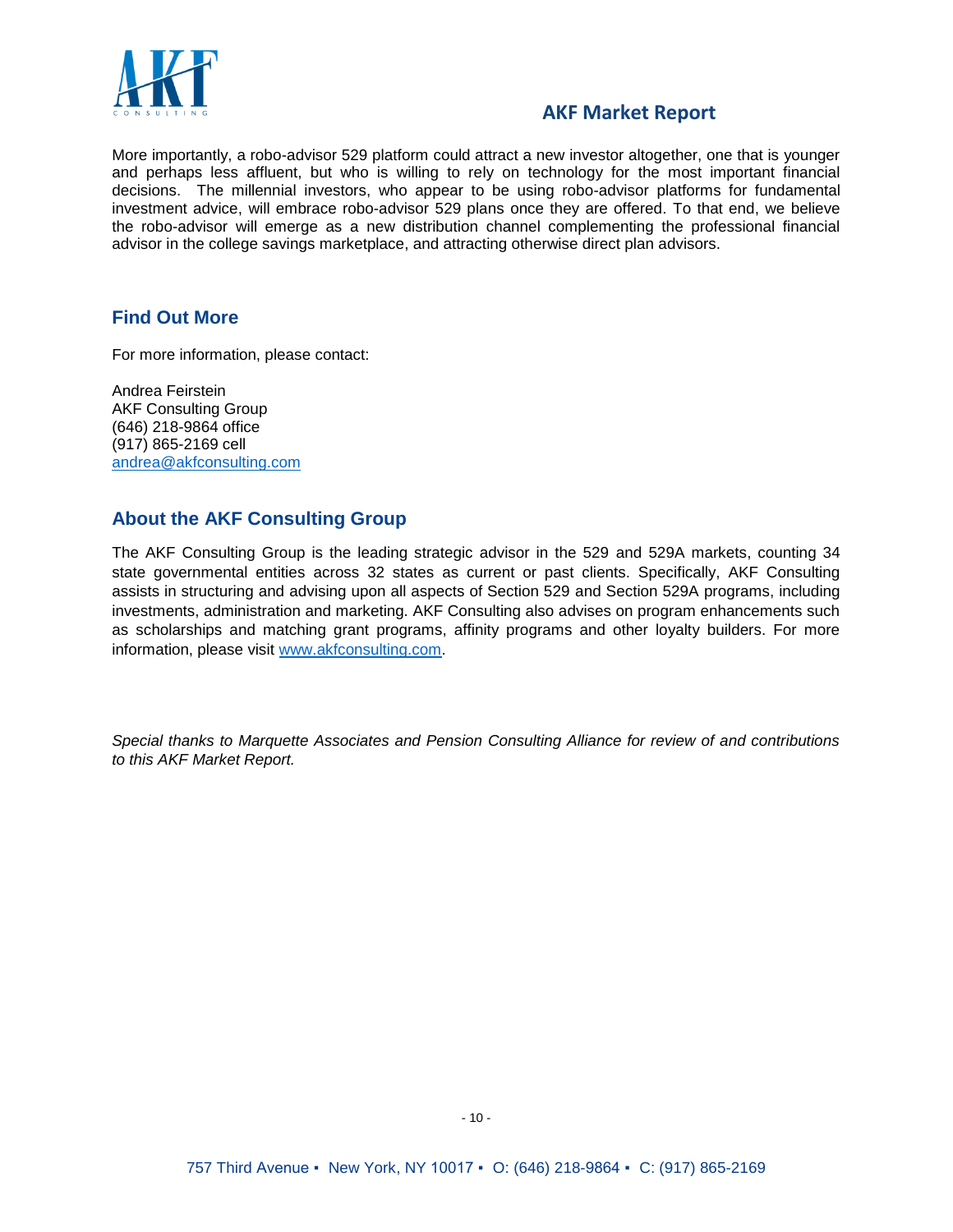More importantly, a robo-advisor 529 platform could attract a new investor altogether, one that is younger and perhaps less affluent, but who is willing to rely on technology for the most important financial decisions. The millennial investors, who appear to be using robo-advisor platforms for fundamental investment advice, will embrace robo-advisor 529 plans once they are offered. To that end, we believe the robo-advisor will emerge as a new distribution channel complementing the professional financial advisor in the college savings marketplace, and attracting otherwise direct plan advisors.

## Find Out More

For more information, please contact:

Andrea Feirstein  
AKF Consulting Group  
(646) 218-9864 office  
(917) 865-2169 cell  
andrea@akfconsulting.com

## About the AKF Consulting Group

The AKF Consulting Group is the leading strategic advisor in the 529 and 529A markets, counting 34 state governmental entities across 32 states as current or past clients. Specifically, AKF Consulting assists in structuring and advising upon all aspects of Section 529 and Section 529A programs, including investments, administration and marketing. AKF Consulting also advises on program enhancements such as scholarships and matching grant programs, affinity programs and other loyalty builders. For more information, please visit www.akfconsulting.com.

*Special thanks to Marquette Associates and Pension Consulting Alliance for review of and contributions to this AKF Market Report.*